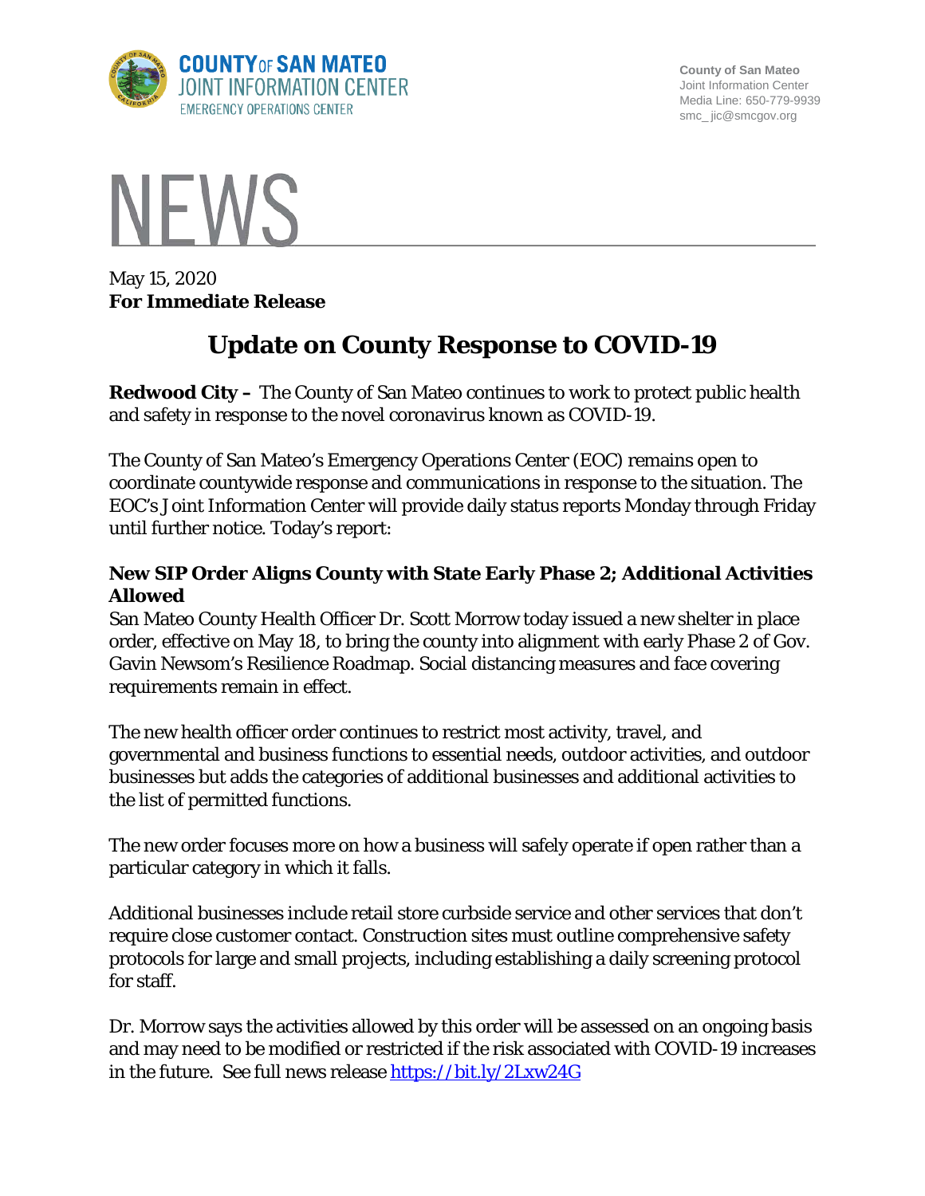COUNTY OF SAN MATEO
JOINT INFORMATION CENTER
EMERGENCY OPERATIONS CENTER

County of San Mateo
Joint Information Center
Media Line: 650-779-9939
smc_jic@smcgov.org

# NEWS

May 15, 2020
**For Immediate Release**

# Update on County Response to COVID-19

**Redwood City –** The County of San Mateo continues to work to protect public health and safety in response to the novel coronavirus known as COVID-19.

The County of San Mateo's Emergency Operations Center (EOC) remains open to coordinate countywide response and communications in response to the situation. The EOC's Joint Information Center will provide daily status reports Monday through Friday until further notice. Today's report:

### New SIP Order Aligns County with State Early Phase 2; Additional Activities Allowed

San Mateo County Health Officer Dr. Scott Morrow today issued a new shelter in place order, effective on May 18, to bring the county into alignment with early Phase 2 of Gov. Gavin Newsom's Resilience Roadmap. Social distancing measures and face covering requirements remain in effect.

The new health officer order continues to restrict most activity, travel, and governmental and business functions to essential needs, outdoor activities, and outdoor businesses but adds the categories of additional businesses and additional activities to the list of permitted functions.

The new order focuses more on how a business will safely operate if open rather than a particular category in which it falls.

Additional businesses include retail store curbside service and other services that don't require close customer contact. Construction sites must outline comprehensive safety protocols for large and small projects, including establishing a daily screening protocol for staff.

Dr. Morrow says the activities allowed by this order will be assessed on an ongoing basis and may need to be modified or restricted if the risk associated with COVID-19 increases in the future. See full news release https://bit.ly/2Lxw24G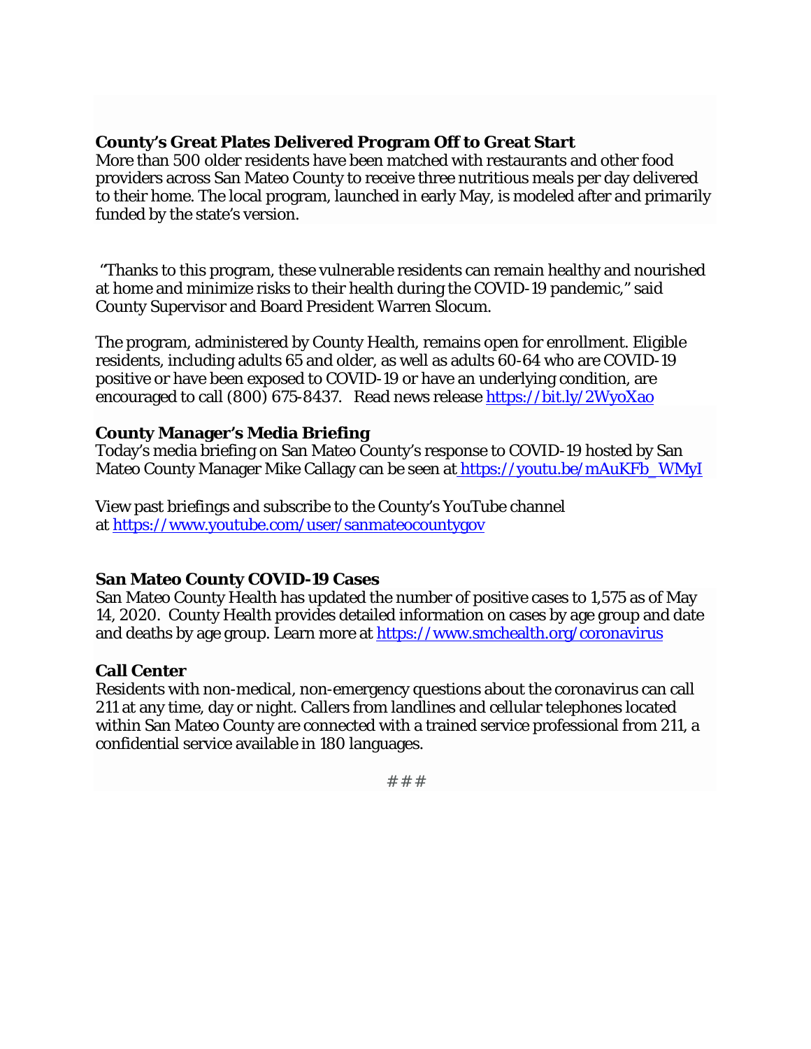**County's Great Plates Delivered Program Off to Great Start**
More than 500 older residents have been matched with restaurants and other food providers across San Mateo County to receive three nutritious meals per day delivered to their home. The local program, launched in early May, is modeled after and primarily funded by the state's version.

"Thanks to this program, these vulnerable residents can remain healthy and nourished at home and minimize risks to their health during the COVID-19 pandemic," said County Supervisor and Board President Warren Slocum.

The program, administered by County Health, remains open for enrollment. Eligible residents, including adults 65 and older, as well as adults 60-64 who are COVID-19 positive or have been exposed to COVID-19 or have an underlying condition, are encouraged to call (800) 675-8437. Read news release https://bit.ly/2WyoXao

**County Manager's Media Briefing**
Today's media briefing on San Mateo County's response to COVID-19 hosted by San Mateo County Manager Mike Callagy can be seen at https://youtu.be/mAuKFb_WMyI

View past briefings and subscribe to the County's YouTube channel at https://www.youtube.com/user/sanmateocountygov

**San Mateo County COVID-19 Cases**
San Mateo County Health has updated the number of positive cases to 1,575 as of May 14, 2020. County Health provides detailed information on cases by age group and date and deaths by age group. Learn more at https://www.smchealth.org/coronavirus

**Call Center**
Residents with non-medical, non-emergency questions about the coronavirus can call 211 at any time, day or night. Callers from landlines and cellular telephones located within San Mateo County are connected with a trained service professional from 211, a confidential service available in 180 languages.

# # #